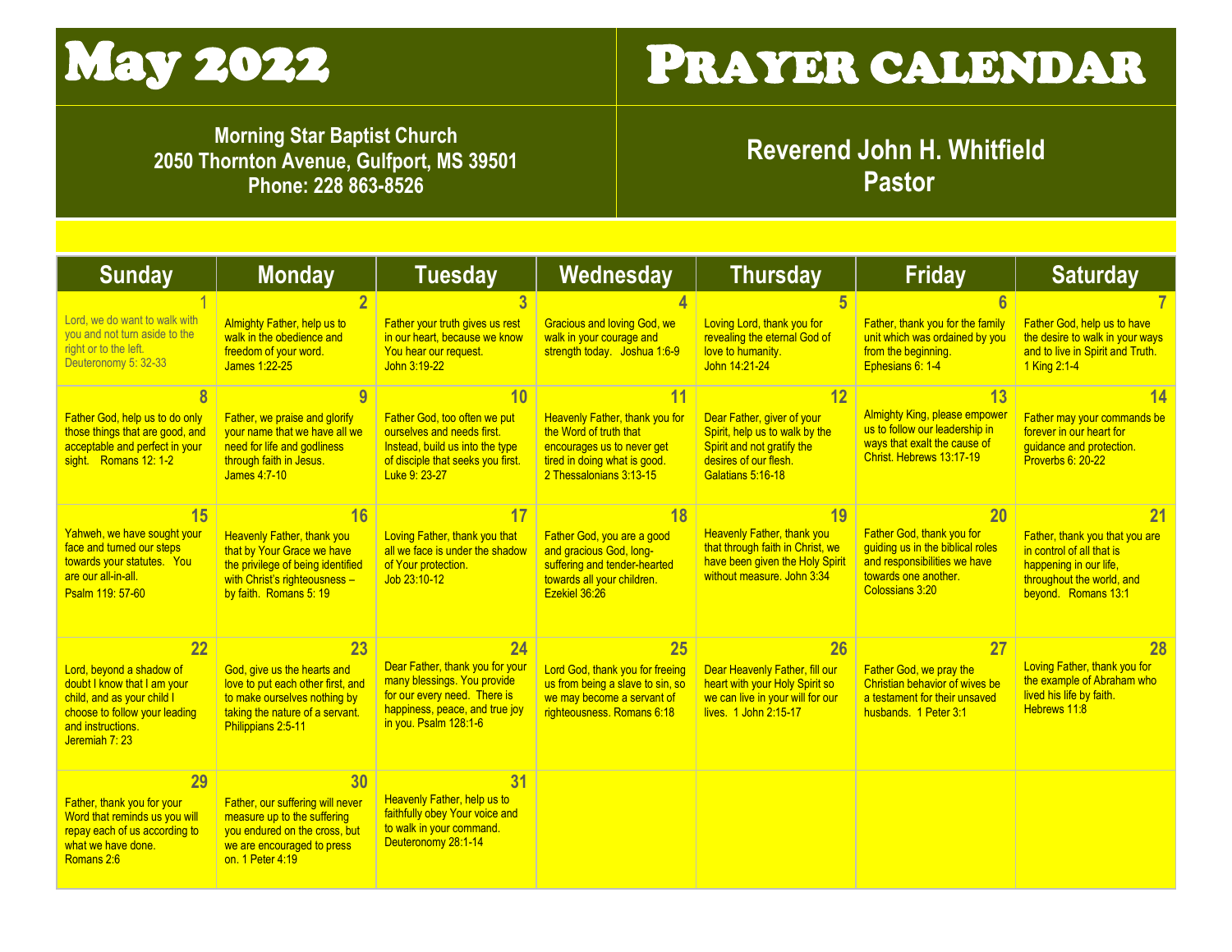# May 2022

# Prayer calendar

**Morning Star Baptist Church**
**2050 Thornton Avenue, Gulfport, MS 39501**
**Phone: 228 863-8526**

**Reverend John H. Whitfield**
**Pastor**

| Sunday | Monday | Tuesday | Wednesday | Thursday | Friday | Saturday |
|---|---|---|---|---|---|---|
| **1** Lord, we do want to walk with you and not turn aside to the right or to the left. Deuteronomy 5: 32-33 | **2** Almighty Father, help us to walk in the obedience and freedom of your word. James 1:22-25 | **3** Father your truth gives us rest in our heart, because we know You hear our request. John 3:19-22 | **4** Gracious and loving God, we walk in your courage and strength today. Joshua 1:6-9 | **5** Loving Lord, thank you for revealing the eternal God of love to humanity. John 14:21-24 | **6** Father, thank you for the family unit which was ordained by you from the beginning. Ephesians 6: 1-4 | **7** Father God, help us to have the desire to walk in your ways and to live in Spirit and Truth. 1 King 2:1-4 |
| **8** Father God, help us to do only those things that are good, and acceptable and perfect in your sight. Romans 12: 1-2 | **9** Father, we praise and glorify your name that we have all we need for life and godliness through faith in Jesus. James 4:7-10 | **10** Father God, too often we put ourselves and needs first. Instead, build us into the type of disciple that seeks you first. Luke 9: 23-27 | **11** Heavenly Father, thank you for the Word of truth that encourages us to never get tired in doing what is good. 2 Thessalonians 3:13-15 | **12** Dear Father, giver of your Spirit, help us to walk by the Spirit and not gratify the desires of our flesh. Galatians 5:16-18 | **13** Almighty King, please empower us to follow our leadership in ways that exalt the cause of Christ. Hebrews 13:17-19 | **14** Father may your commands be forever in our heart for guidance and protection. Proverbs 6: 20-22 |
| **15** Yahweh, we have sought your face and turned our steps towards your statutes. You are our all-in-all. Psalm 119: 57-60 | **16** Heavenly Father, thank you that by Your Grace we have the privilege of being identified with Christ's righteousness – by faith. Romans 5: 19 | **17** Loving Father, thank you that all we face is under the shadow of Your protection. Job 23:10-12 | **18** Father God, you are a good and gracious God, long-suffering and tender-hearted towards all your children. Ezekiel 36:26 | **19** Heavenly Father, thank you that through faith in Christ, we have been given the Holy Spirit without measure. John 3:34 | **20** Father God, thank you for guiding us in the biblical roles and responsibilities we have towards one another. Colossians 3:20 | **21** Father, thank you that you are in control of all that is happening in our life, throughout the world, and beyond. Romans 13:1 |
| **22** Lord, beyond a shadow of doubt I know that I am your child, and as your child I choose to follow your leading and instructions. Jeremiah 7: 23 | **23** God, give us the hearts and love to put each other first, and to make ourselves nothing by taking the nature of a servant. Philippians 2:5-11 | **24** Dear Father, thank you for your many blessings. You provide for our every need. There is happiness, peace, and true joy in you. Psalm 128:1-6 | **25** Lord God, thank you for freeing us from being a slave to sin, so we may become a servant of righteousness. Romans 6:18 | **26** Dear Heavenly Father, fill our heart with your Holy Spirit so we can live in your will for our lives. 1 John 2:15-17 | **27** Father God, we pray the Christian behavior of wives be a testament for their unsaved husbands. 1 Peter 3:1 | **28** Loving Father, thank you for the example of Abraham who lived his life by faith. Hebrews 11:8 |
| **29** Father, thank you for your Word that reminds us you will repay each of us according to what we have done. Romans 2:6 | **30** Father, our suffering will never measure up to the suffering you endured on the cross, but we are encouraged to press on. 1 Peter 4:19 | **31** Heavenly Father, help us to faithfully obey Your voice and to walk in your command. Deuteronomy 28:1-14 | | | | |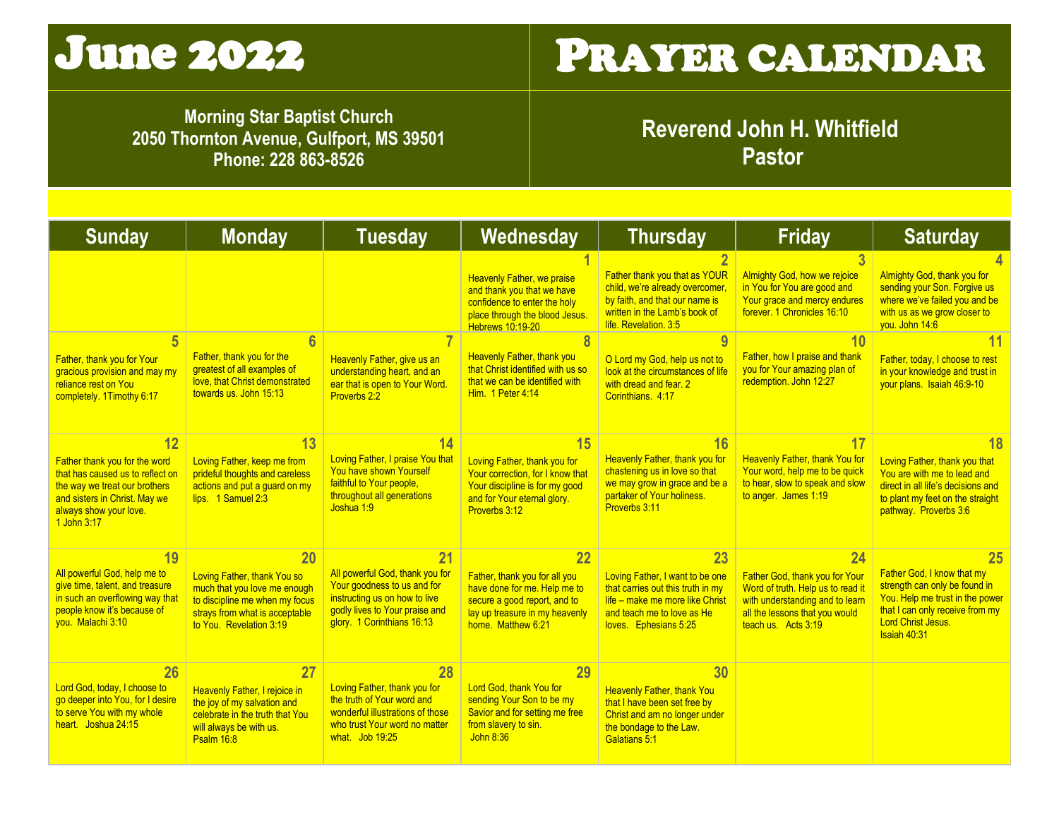# June 2022

# Prayer calendar

**Morning Star Baptist Church**
**2050 Thornton Avenue, Gulfport, MS 39501**
**Phone: 228 863-8526**

**Reverend John H. Whitfield**
**Pastor**

| Sunday | Monday | Tuesday | Wednesday | Thursday | Friday | Saturday |
|---|---|---|---|---|---|---|
| | | | **1** Heavenly Father, we praise and thank you that we have confidence to enter the holy place through the blood Jesus. Hebrews 10:19-20 | **2** Father thank you that as YOUR child, we're already overcomer, by faith, and that our name is written in the Lamb's book of life. Revelation. 3:5 | **3** Almighty God, how we rejoice in You for You are good and Your grace and mercy endures forever. 1 Chronicles 16:10 | **4** Almighty God, thank you for sending your Son. Forgive us where we've failed you and be with us as we grow closer to you. John 14:6 |
| **5** Father, thank you for Your gracious provision and may my reliance rest on You completely. 1Timothy 6:17 | **6** Father, thank you for the greatest of all examples of love, that Christ demonstrated towards us. John 15:13 | **7** Heavenly Father, give us an understanding heart, and an ear that is open to Your Word. Proverbs 2:2 | **8** Heavenly Father, thank you that Christ identified with us so that we can be identified with Him. 1 Peter 4:14 | **9** O Lord my God, help us not to look at the circumstances of life with dread and fear. 2 Corinthians. 4:17 | **10** Father, how I praise and thank you for Your amazing plan of redemption. John 12:27 | **11** Father, today, I choose to rest in your knowledge and trust in your plans. Isaiah 46:9-10 |
| **12** Father thank you for the word that has caused us to reflect on the way we treat our brothers and sisters in Christ. May we always show your love. 1 John 3:17 | **13** Loving Father, keep me from prideful thoughts and careless actions and put a guard on my lips. 1 Samuel 2:3 | **14** Loving Father, I praise You that You have shown Yourself faithful to Your people, throughout all generations Joshua 1:9 | **15** Loving Father, thank you for Your correction, for I know that Your discipline is for my good and for Your eternal glory. Proverbs 3:12 | **16** Heavenly Father, thank you for chastening us in love so that we may grow in grace and be a partaker of Your holiness. Proverbs 3:11 | **17** Heavenly Father, thank You for Your word, help me to be quick to hear, slow to speak and slow to anger. James 1:19 | **18** Loving Father, thank you that You are with me to lead and direct in all life's decisions and to plant my feet on the straight pathway. Proverbs 3:6 |
| **19** All powerful God, help me to give time, talent, and treasure in such an overflowing way that people know it's because of you. Malachi 3:10 | **20** Loving Father, thank You so much that you love me enough to discipline me when my focus strays from what is acceptable to You. Revelation 3:19 | **21** All powerful God, thank you for Your goodness to us and for instructing us on how to live godly lives to Your praise and glory. 1 Corinthians 16:13 | **22** Father, thank you for all you have done for me. Help me to secure a good report, and to lay up treasure in my heavenly home. Matthew 6:21 | **23** Loving Father, I want to be one that carries out this truth in my life – make me more like Christ and teach me to love as He loves. Ephesians 5:25 | **24** Father God, thank you for Your Word of truth. Help us to read it with understanding and to learn all the lessons that you would teach us. Acts 3:19 | **25** Father God, I know that my strength can only be found in You. Help me trust in the power that I can only receive from my Lord Christ Jesus. Isaiah 40:31 |
| **26** Lord God, today, I choose to go deeper into You, for I desire to serve You with my whole heart. Joshua 24:15 | **27** Heavenly Father, I rejoice in the joy of my salvation and celebrate in the truth that You will always be with us. Psalm 16:8 | **28** Loving Father, thank you for the truth of Your word and wonderful illustrations of those who trust Your word no matter what. Job 19:25 | **29** Lord God, thank You for sending Your Son to be my Savior and for setting me free from slavery to sin. John 8:36 | **30** Heavenly Father, thank You that I have been set free by Christ and am no longer under the bondage to the Law. Galatians 5:1 | | |